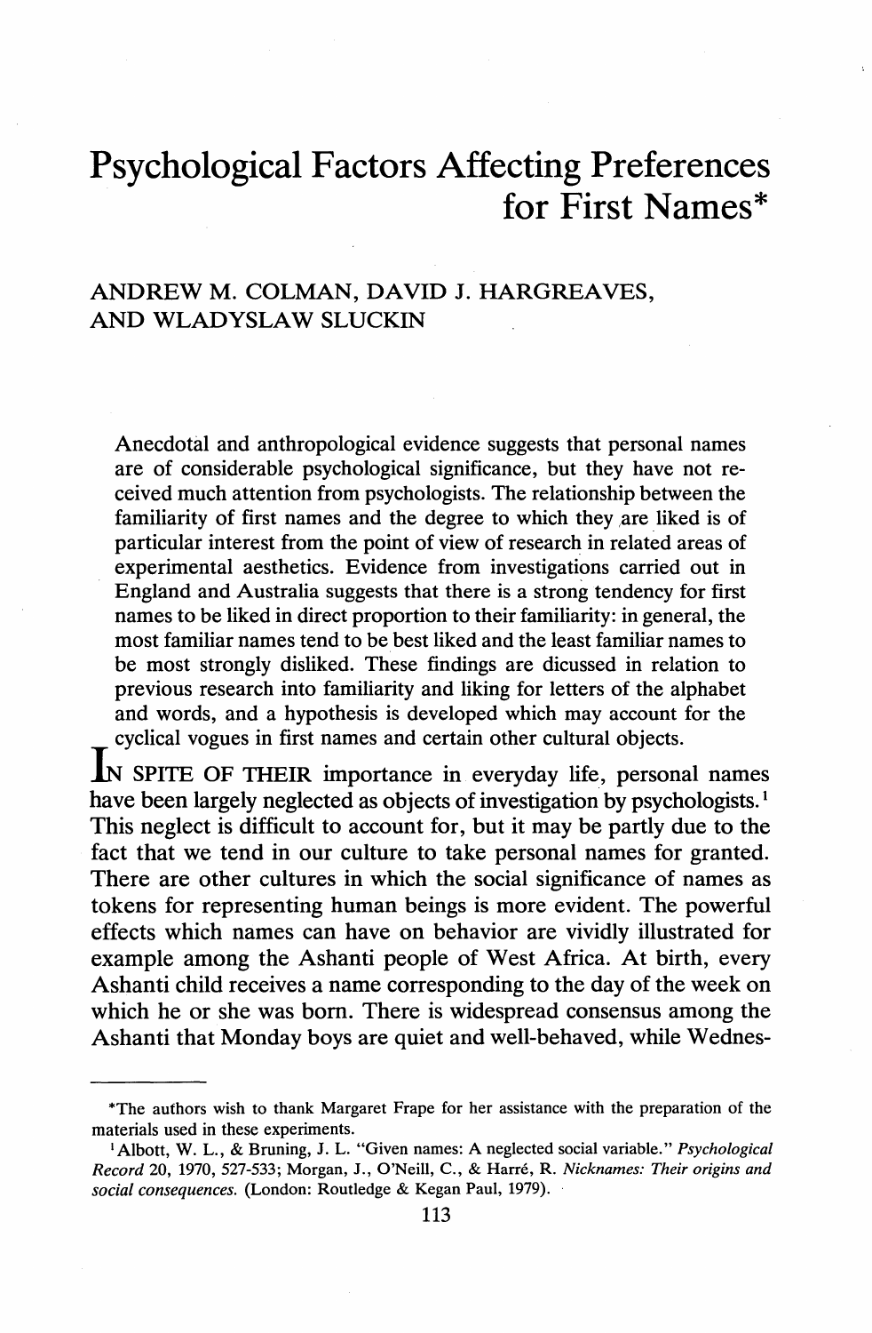# Psychological Factors Affecting Preferences for First Names*

ANDREW M. COLMAN, DAVID J. HARGREAVES, AND WLADYSLAW SLUCKIN

Anecdotal and anthropological evidence suggests that personal names are of considerable psychological significance, but they have not received much attention from psychologists. The relationship between the familiarity of first names and the degree to which they are liked is of particular interest from the point of view of research in related areas of experimental aesthetics. Evidence from investigations carried out in England and Australia suggests that there is a strong tendency for first names to be liked in direct proportion to their familiarity: in general, the most familiar names tend to be best liked and the least familiar names to be most strongly disliked. These findings are dicussed in relation to previous research into familiarity and liking for letters of the alphabet and words, and a hypothesis is developed which may account for the cyclical vogues in first names and certain other cultural objects.

IN SPITE OF THEIR importance in everyday life, personal names have been largely neglected as objects of investigation by psychologists.[1] This neglect is difficult to account for, but it may be partly due to the fact that we tend in our culture to take personal names for granted. There are other cultures in which the social significance of names as tokens for representing human beings is more evident. The powerful effects which names can have on behavior are vividly illustrated for example among the Ashanti people of West Africa. At birth, every Ashanti child receives a name corresponding to the day of the week on which he or she was born. There is widespread consensus among the Ashanti that Monday boys are quiet and well-behaved, while Wednes-

*The authors wish to thank Margaret Frape for her assistance with the preparation of the materials used in these experiments.

[1] Albott, W. L., & Bruning, J. L. "Given names: A neglected social variable." *Psychological Record* 20, 1970, 527-533; Morgan, J., O'Neill, C., & Harré, R. *Nicknames: Their origins and social consequences.* (London: Routledge & Kegan Paul, 1979).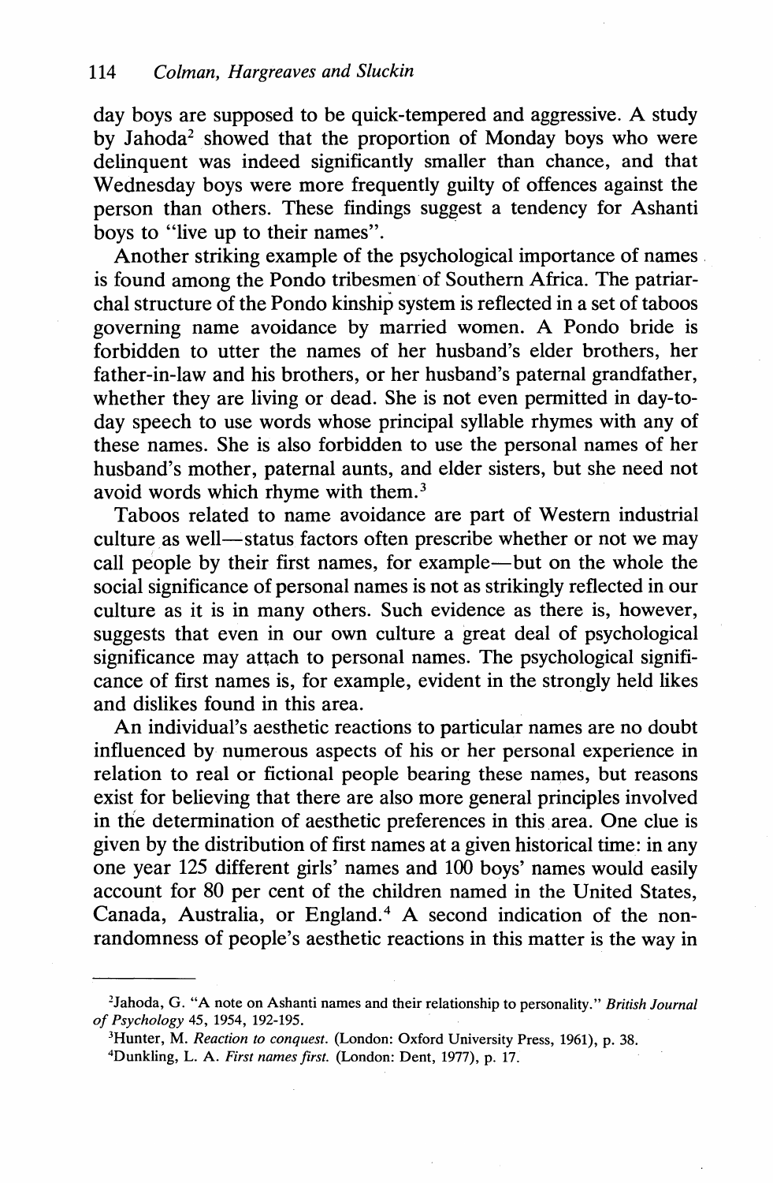day boys are supposed to be quick-tempered and aggressive. A study by Jahoda[2] showed that the proportion of Monday boys who were delinquent was indeed significantly smaller than chance, and that Wednesday boys were more frequently guilty of offences against the person than others. These findings suggest a tendency for Ashanti boys to "live up to their names".

Another striking example of the psychological importance of names is found among the Pondo tribesmen of Southern Africa. The patriarchal structure of the Pondo kinship system is reflected in a set of taboos governing name avoidance by married women. A Pondo bride is forbidden to utter the names of her husband's elder brothers, her father-in-law and his brothers, or her husband's paternal grandfather, whether they are living or dead. She is not even permitted in day-to-day speech to use words whose principal syllable rhymes with any of these names. She is also forbidden to use the personal names of her husband's mother, paternal aunts, and elder sisters, but she need not avoid words which rhyme with them.[3]

Taboos related to name avoidance are part of Western industrial culture as well—status factors often prescribe whether or not we may call people by their first names, for example—but on the whole the social significance of personal names is not as strikingly reflected in our culture as it is in many others. Such evidence as there is, however, suggests that even in our own culture a great deal of psychological significance may attach to personal names. The psychological significance of first names is, for example, evident in the strongly held likes and dislikes found in this area.

An individual's aesthetic reactions to particular names are no doubt influenced by numerous aspects of his or her personal experience in relation to real or fictional people bearing these names, but reasons exist for believing that there are also more general principles involved in the determination of aesthetic preferences in this area. One clue is given by the distribution of first names at a given historical time: in any one year 125 different girls' names and 100 boys' names would easily account for 80 per cent of the children named in the United States, Canada, Australia, or England.[4] A second indication of the non-randomness of people's aesthetic reactions in this matter is the way in

---

[2] Jahoda, G. "A note on Ashanti names and their relationship to personality." *British Journal of Psychology* 45, 1954, 192-195.

[3] Hunter, M. *Reaction to conquest.* (London: Oxford University Press, 1961), p. 38.

[4] Dunkling, L. A. *First names first.* (London: Dent, 1977), p. 17.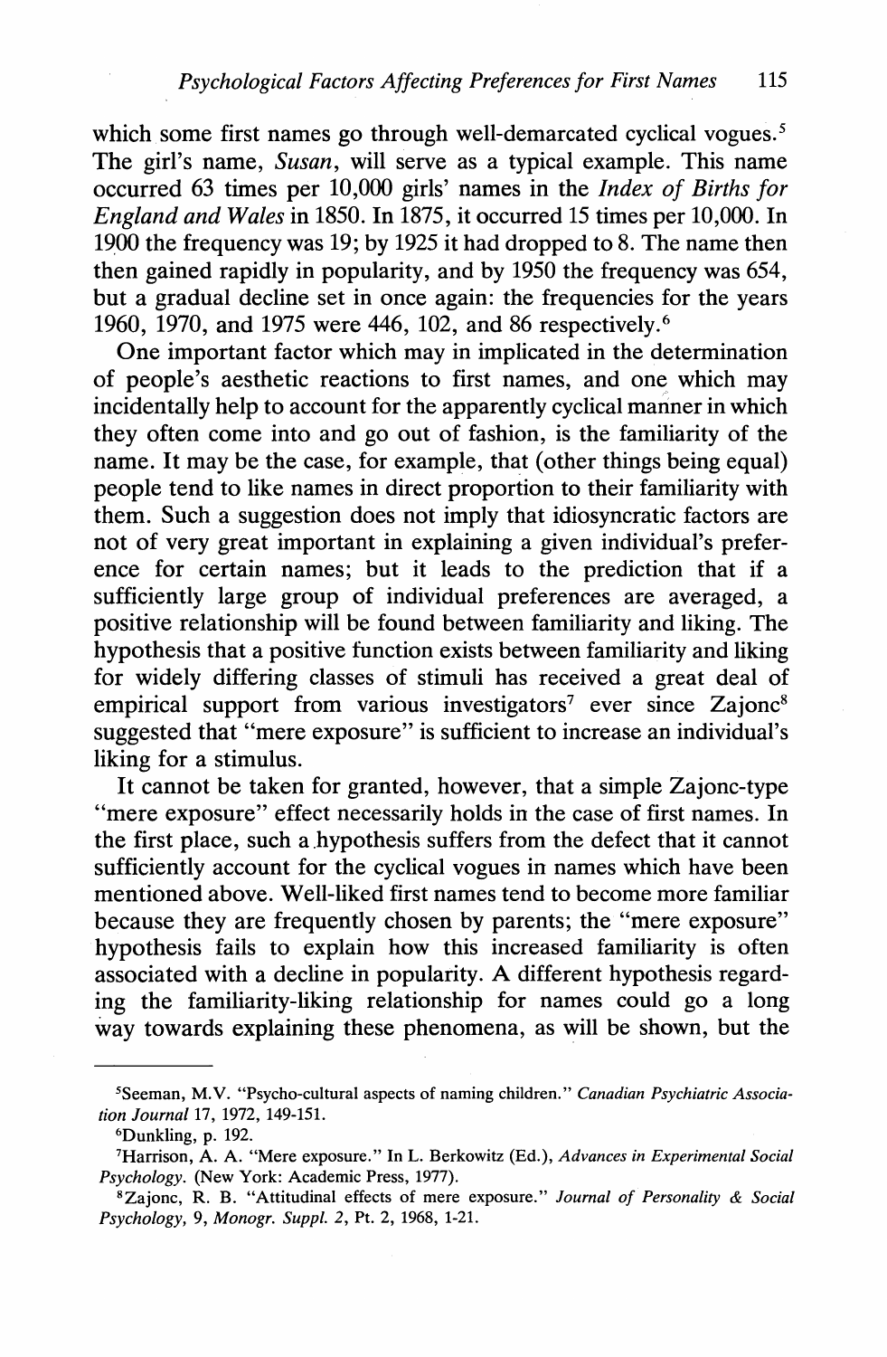which some first names go through well-demarcated cyclical vogues.[5] The girl's name, *Susan*, will serve as a typical example. This name occurred 63 times per 10,000 girls' names in the *Index of Births for England and Wales* in 1850. In 1875, it occurred 15 times per 10,000. In 1900 the frequency was 19; by 1925 it had dropped to 8. The name then then gained rapidly in popularity, and by 1950 the frequency was 654, but a gradual decline set in once again: the frequencies for the years 1960, 1970, and 1975 were 446, 102, and 86 respectively.[6]

One important factor which may in implicated in the determination of people's aesthetic reactions to first names, and one which may incidentally help to account for the apparently cyclical manner in which they often come into and go out of fashion, is the familiarity of the name. It may be the case, for example, that (other things being equal) people tend to like names in direct proportion to their familiarity with them. Such a suggestion does not imply that idiosyncratic factors are not of very great important in explaining a given individual's preference for certain names; but it leads to the prediction that if a sufficiently large group of individual preferences are averaged, a positive relationship will be found between familiarity and liking. The hypothesis that a positive function exists between familiarity and liking for widely differing classes of stimuli has received a great deal of empirical support from various investigators[7] ever since Zajonc[8] suggested that "mere exposure" is sufficient to increase an individual's liking for a stimulus.

It cannot be taken for granted, however, that a simple Zajonc-type "mere exposure" effect necessarily holds in the case of first names. In the first place, such a hypothesis suffers from the defect that it cannot sufficiently account for the cyclical vogues in names which have been mentioned above. Well-liked first names tend to become more familiar because they are frequently chosen by parents; the "mere exposure" hypothesis fails to explain how this increased familiarity is often associated with a decline in popularity. A different hypothesis regarding the familiarity-liking relationship for names could go a long way towards explaining these phenomena, as will be shown, but the

---

[5] Seeman, M.V. "Psycho-cultural aspects of naming children." *Canadian Psychiatric Association Journal* 17, 1972, 149-151.

[6] Dunkling, p. 192.

[7] Harrison, A. A. "Mere exposure." In L. Berkowitz (Ed.), *Advances in Experimental Social Psychology*. (New York: Academic Press, 1977).

[8] Zajonc, R. B. "Attitudinal effects of mere exposure." *Journal of Personality & Social Psychology*, 9, *Monogr. Suppl. 2*, Pt. 2, 1968, 1-21.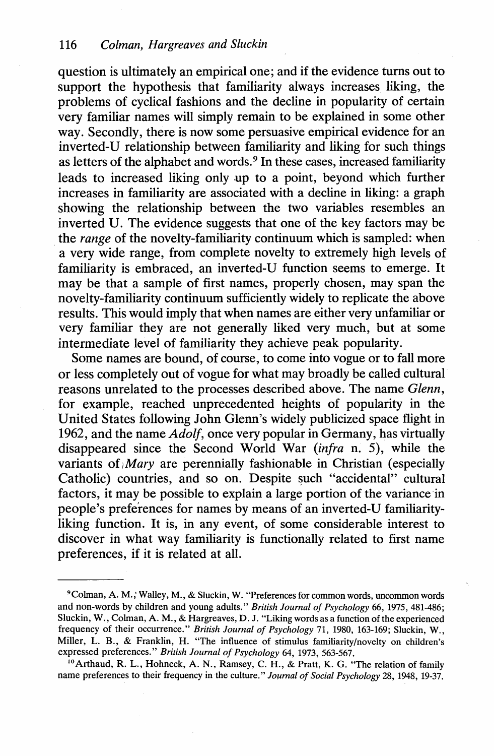question is ultimately an empirical one; and if the evidence turns out to support the hypothesis that familiarity always increases liking, the problems of cyclical fashions and the decline in popularity of certain very familiar names will simply remain to be explained in some other way. Secondly, there is now some persuasive empirical evidence for an inverted-U relationship between familiarity and liking for such things as letters of the alphabet and words.[9] In these cases, increased familiarity leads to increased liking only up to a point, beyond which further increases in familiarity are associated with a decline in liking: a graph showing the relationship between the two variables resembles an inverted U. The evidence suggests that one of the key factors may be the *range* of the novelty-familiarity continuum which is sampled: when a very wide range, from complete novelty to extremely high levels of familiarity is embraced, an inverted-U function seems to emerge. It may be that a sample of first names, properly chosen, may span the novelty-familiarity continuum sufficiently widely to replicate the above results. This would imply that when names are either very unfamiliar or very familiar they are not generally liked very much, but at some intermediate level of familiarity they achieve peak popularity.

Some names are bound, of course, to come into vogue or to fall more or less completely out of vogue for what may broadly be called cultural reasons unrelated to the processes described above. The name *Glenn*, for example, reached unprecedented heights of popularity in the United States following John Glenn's widely publicized space flight in 1962, and the name *Adolf*, once very popular in Germany, has virtually disappeared since the Second World War (*infra* n. 5), while the variants of *Mary* are perennially fashionable in Christian (especially Catholic) countries, and so on. Despite such "accidental" cultural factors, it may be possible to explain a large portion of the variance in people's preferences for names by means of an inverted-U familiarity-liking function. It is, in any event, of some considerable interest to discover in what way familiarity is functionally related to first name preferences, if it is related at all.

---

[9]Colman, A. M., Walley, M., & Sluckin, W. "Preferences for common words, uncommon words and non-words by children and young adults." *British Journal of Psychology* 66, 1975, 481-486; Sluckin, W., Colman, A. M., & Hargreaves, D. J. "Liking words as a function of the experienced frequency of their occurrence." *British Journal of Psychology* 71, 1980, 163-169; Sluckin, W., Miller, L. B., & Franklin, H. "The influence of stimulus familiarity/novelty on children's expressed preferences." *British Journal of Psychology* 64, 1973, 563-567.

[10]Arthaud, R. L., Hohneck, A. N., Ramsey, C. H., & Pratt, K. G. "The relation of family name preferences to their frequency in the culture." *Journal of Social Psychology* 28, 1948, 19-37.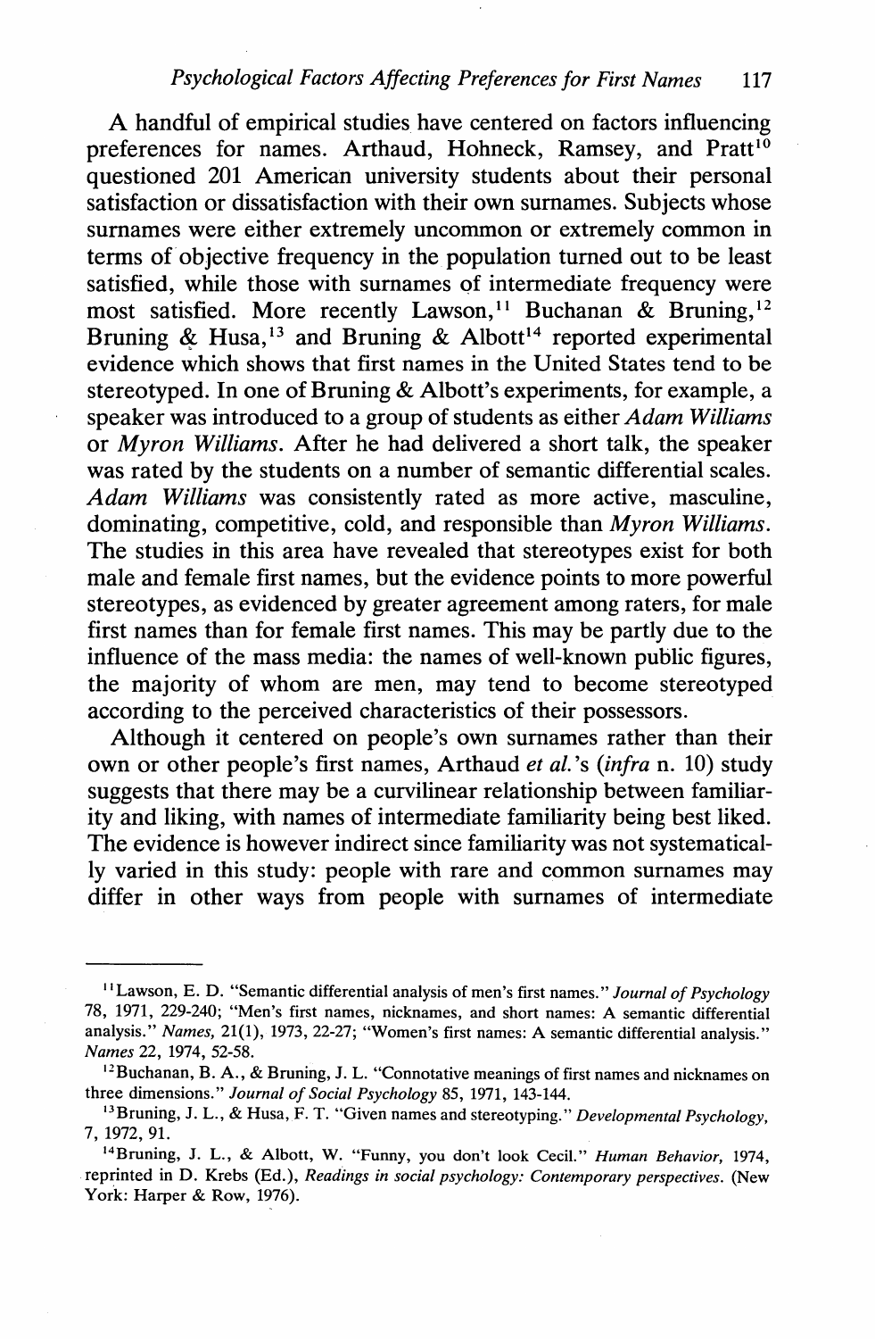A handful of empirical studies have centered on factors influencing preferences for names. Arthaud, Hohneck, Ramsey, and Pratt[10] questioned 201 American university students about their personal satisfaction or dissatisfaction with their own surnames. Subjects whose surnames were either extremely uncommon or extremely common in terms of objective frequency in the population turned out to be least satisfied, while those with surnames of intermediate frequency were most satisfied. More recently Lawson,[11] Buchanan & Bruning,[12] Bruning & Husa,[13] and Bruning & Albott[14] reported experimental evidence which shows that first names in the United States tend to be stereotyped. In one of Bruning & Albott's experiments, for example, a speaker was introduced to a group of students as either *Adam Williams* or *Myron Williams*. After he had delivered a short talk, the speaker was rated by the students on a number of semantic differential scales. *Adam Williams* was consistently rated as more active, masculine, dominating, competitive, cold, and responsible than *Myron Williams*. The studies in this area have revealed that stereotypes exist for both male and female first names, but the evidence points to more powerful stereotypes, as evidenced by greater agreement among raters, for male first names than for female first names. This may be partly due to the influence of the mass media: the names of well-known public figures, the majority of whom are men, may tend to become stereotyped according to the perceived characteristics of their possessors.

Although it centered on people's own surnames rather than their own or other people's first names, Arthaud *et al.*'s (*infra* n. 10) study suggests that there may be a curvilinear relationship between familiarity and liking, with names of intermediate familiarity being best liked. The evidence is however indirect since familiarity was not systematically varied in this study: people with rare and common surnames may differ in other ways from people with surnames of intermediate

---

[11] Lawson, E. D. "Semantic differential analysis of men's first names." *Journal of Psychology* 78, 1971, 229-240; "Men's first names, nicknames, and short names: A semantic differential analysis." *Names*, 21(1), 1973, 22-27; "Women's first names: A semantic differential analysis." *Names* 22, 1974, 52-58.

[12] Buchanan, B. A., & Bruning, J. L. "Connotative meanings of first names and nicknames on three dimensions." *Journal of Social Psychology* 85, 1971, 143-144.

[13] Bruning, J. L., & Husa, F. T. "Given names and stereotyping." *Developmental Psychology*, 7, 1972, 91.

[14] Bruning, J. L., & Albott, W. "Funny, you don't look Cecil." *Human Behavior*, 1974, reprinted in D. Krebs (Ed.), *Readings in social psychology: Contemporary perspectives*. (New York: Harper & Row, 1976).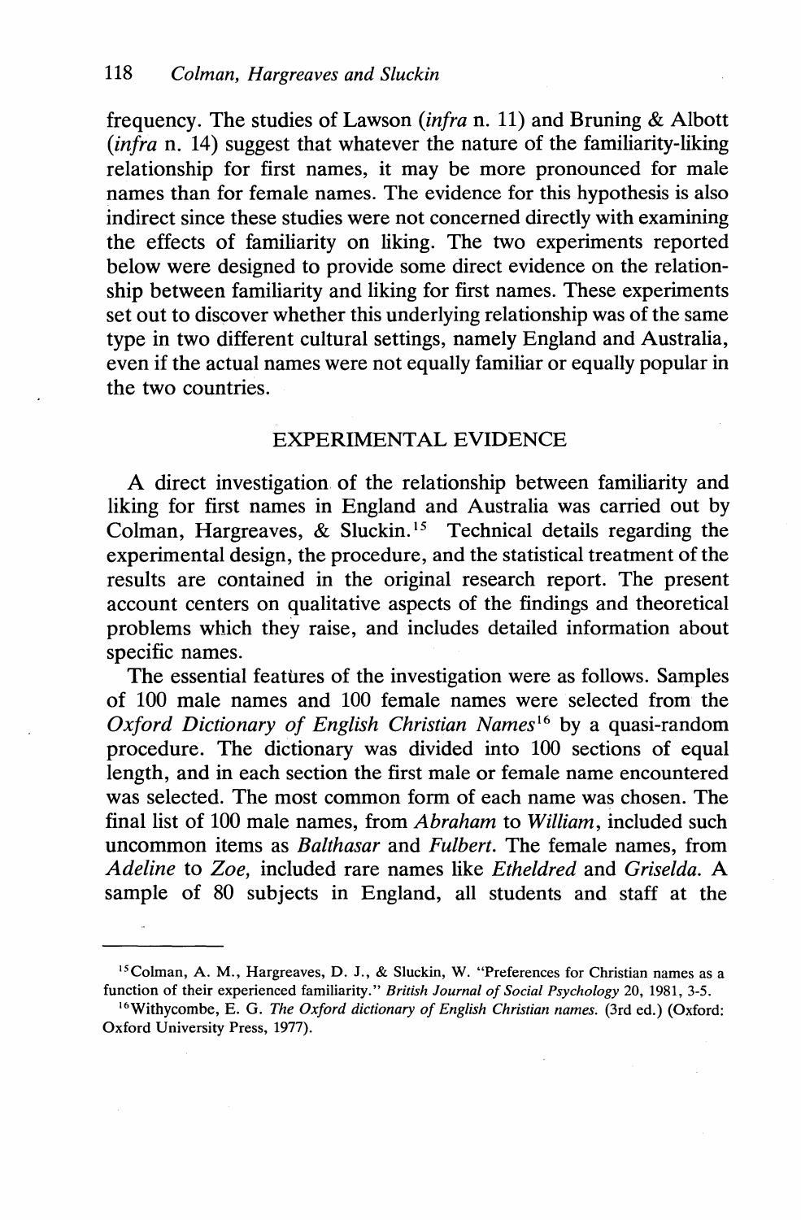frequency. The studies of Lawson (*infra* n. 11) and Bruning & Albott (*infra* n. 14) suggest that whatever the nature of the familiarity-liking relationship for first names, it may be more pronounced for male names than for female names. The evidence for this hypothesis is also indirect since these studies were not concerned directly with examining the effects of familiarity on liking. The two experiments reported below were designed to provide some direct evidence on the relationship between familiarity and liking for first names. These experiments set out to discover whether this underlying relationship was of the same type in two different cultural settings, namely England and Australia, even if the actual names were not equally familiar or equally popular in the two countries.

## EXPERIMENTAL EVIDENCE

A direct investigation of the relationship between familiarity and liking for first names in England and Australia was carried out by Colman, Hargreaves, & Sluckin.[15] Technical details regarding the experimental design, the procedure, and the statistical treatment of the results are contained in the original research report. The present account centers on qualitative aspects of the findings and theoretical problems which they raise, and includes detailed information about specific names.

The essential features of the investigation were as follows. Samples of 100 male names and 100 female names were selected from the *Oxford Dictionary of English Christian Names*[16] by a quasi-random procedure. The dictionary was divided into 100 sections of equal length, and in each section the first male or female name encountered was selected. The most common form of each name was chosen. The final list of 100 male names, from *Abraham* to *William*, included such uncommon items as *Balthasar* and *Fulbert*. The female names, from *Adeline* to *Zoe*, included rare names like *Etheldred* and *Griselda*. A sample of 80 subjects in England, all students and staff at the

---

[15] Colman, A. M., Hargreaves, D. J., & Sluckin, W. "Preferences for Christian names as a function of their experienced familiarity." *British Journal of Social Psychology* 20, 1981, 3-5.

[16] Withycombe, E. G. *The Oxford dictionary of English Christian names.* (3rd ed.) (Oxford: Oxford University Press, 1977).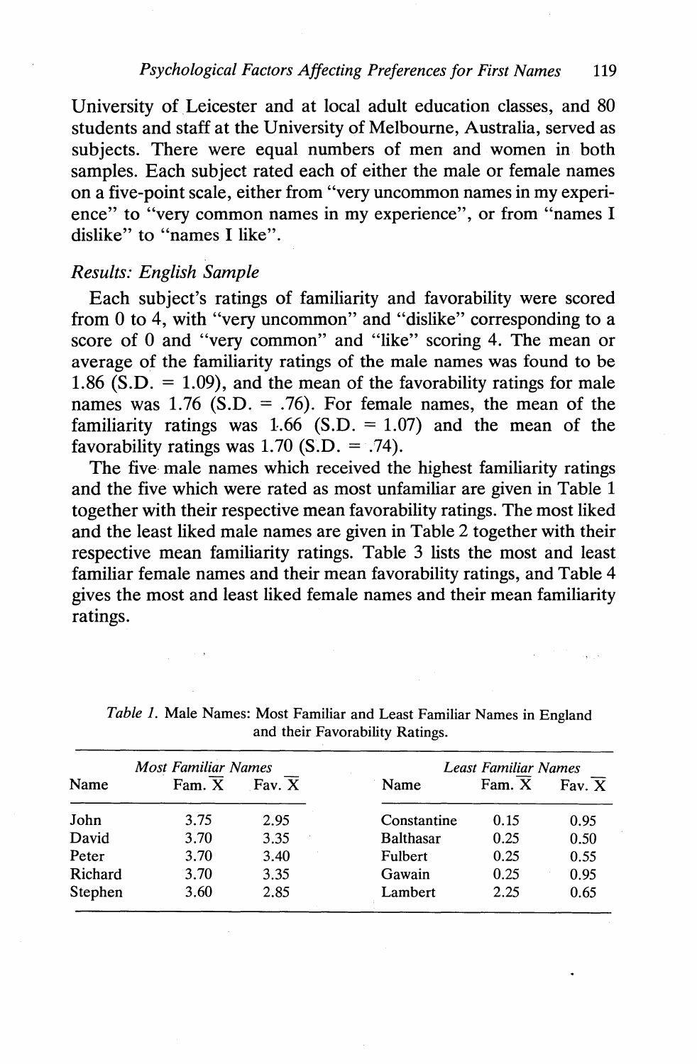University of Leicester and at local adult education classes, and 80 students and staff at the University of Melbourne, Australia, served as subjects. There were equal numbers of men and women in both samples. Each subject rated each of either the male or female names on a five-point scale, either from "very uncommon names in my experience" to "very common names in my experience", or from "names I dislike" to "names I like".

### *Results: English Sample*

Each subject's ratings of familiarity and favorability were scored from 0 to 4, with "very uncommon" and "dislike" corresponding to a score of 0 and "very common" and "like" scoring 4. The mean or average of the familiarity ratings of the male names was found to be 1.86 (S.D. = 1.09), and the mean of the favorability ratings for male names was 1.76 (S.D. = .76). For female names, the mean of the familiarity ratings was 1.66 (S.D. = 1.07) and the mean of the favorability ratings was 1.70 (S.D. = .74).

The five male names which received the highest familiarity ratings and the five which were rated as most unfamiliar are given in Table 1 together with their respective mean favorability ratings. The most liked and the least liked male names are given in Table 2 together with their respective mean familiarity ratings. Table 3 lists the most and least familiar female names and their mean favorability ratings, and Table 4 gives the most and least liked female names and their mean familiarity ratings.

*Table 1.* Male Names: Most Familiar and Least Familiar Names in England and their Favorability Ratings.

| *Most Familiar Names* | | | *Least Familiar Names* | | |
|---|---|---|---|---|---|
| Name | Fam. $\overline{X}$ | Fav. $\overline{X}$ | Name | Fam. $\overline{X}$ | Fav. $\overline{X}$ |
| John | 3.75 | 2.95 | Constantine | 0.15 | 0.95 |
| David | 3.70 | 3.35 | Balthasar | 0.25 | 0.50 |
| Peter | 3.70 | 3.40 | Fulbert | 0.25 | 0.55 |
| Richard | 3.70 | 3.35 | Gawain | 0.25 | 0.95 |
| Stephen | 3.60 | 2.85 | Lambert | 2.25 | 0.65 |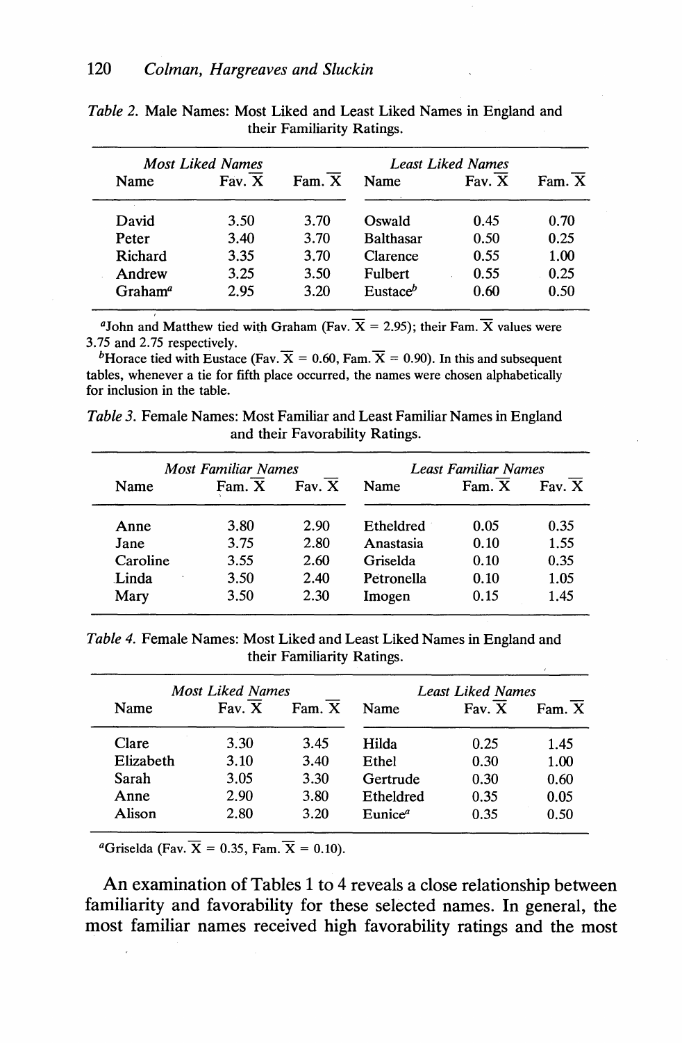*Table 2.* Male Names: Most Liked and Least Liked Names in England and their Familiarity Ratings.

| Most Liked Names | | | Least Liked Names | | |
|---|---|---|---|---|---|
| Name | Fav. $\overline{X}$ | Fam. $\overline{X}$ | Name | Fav. $\overline{X}$ | Fam. $\overline{X}$ |
| David | 3.50 | 3.70 | Oswald | 0.45 | 0.70 |
| Peter | 3.40 | 3.70 | Balthasar | 0.50 | 0.25 |
| Richard | 3.35 | 3.70 | Clarence | 0.55 | 1.00 |
| Andrew | 3.25 | 3.50 | Fulbert | 0.55 | 0.25 |
| Graham[a] | 2.95 | 3.20 | Eustace[b] | 0.60 | 0.50 |

[a]John and Matthew tied with Graham (Fav. $\overline{X}$ = 2.95); their Fam. $\overline{X}$ values were 3.75 and 2.75 respectively.

[b]Horace tied with Eustace (Fav. $\overline{X}$ = 0.60, Fam. $\overline{X}$ = 0.90). In this and subsequent tables, whenever a tie for fifth place occurred, the names were chosen alphabetically for inclusion in the table.

*Table 3.* Female Names: Most Familiar and Least Familiar Names in England and their Favorability Ratings.

| Most Familiar Names | | | Least Familiar Names | | |
|---|---|---|---|---|---|
| Name | Fam. $\overline{X}$ | Fav. $\overline{X}$ | Name | Fam. $\overline{X}$ | Fav. $\overline{X}$ |
| Anne | 3.80 | 2.90 | Etheldred | 0.05 | 0.35 |
| Jane | 3.75 | 2.80 | Anastasia | 0.10 | 1.55 |
| Caroline | 3.55 | 2.60 | Griselda | 0.10 | 0.35 |
| Linda | 3.50 | 2.40 | Petronella | 0.10 | 1.05 |
| Mary | 3.50 | 2.30 | Imogen | 0.15 | 1.45 |

*Table 4.* Female Names: Most Liked and Least Liked Names in England and their Familiarity Ratings.

| Most Liked Names | | | Least Liked Names | | |
|---|---|---|---|---|---|
| Name | Fav. $\overline{X}$ | Fam. $\overline{X}$ | Name | Fav. $\overline{X}$ | Fam. $\overline{X}$ |
| Clare | 3.30 | 3.45 | Hilda | 0.25 | 1.45 |
| Elizabeth | 3.10 | 3.40 | Ethel | 0.30 | 1.00 |
| Sarah | 3.05 | 3.30 | Gertrude | 0.30 | 0.60 |
| Anne | 2.90 | 3.80 | Etheldred | 0.35 | 0.05 |
| Alison | 2.80 | 3.20 | Eunice[a] | 0.35 | 0.50 |

[a]Griselda (Fav. $\overline{X}$ = 0.35, Fam. $\overline{X}$ = 0.10).

An examination of Tables 1 to 4 reveals a close relationship between familiarity and favorability for these selected names. In general, the most familiar names received high favorability ratings and the most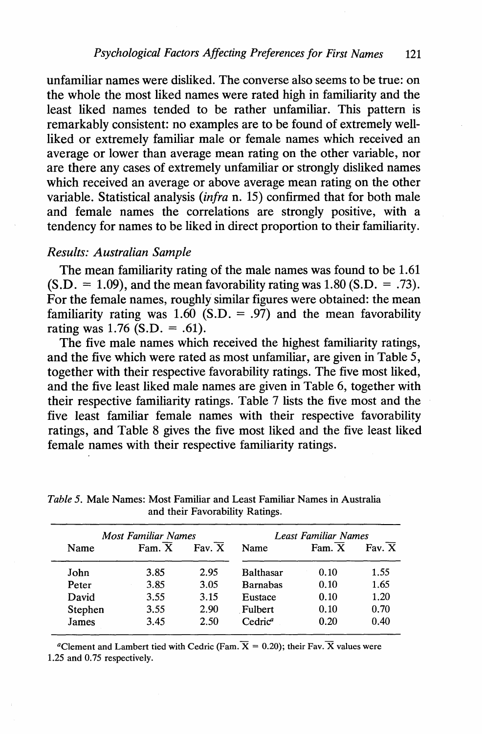unfamiliar names were disliked. The converse also seems to be true: on the whole the most liked names were rated high in familiarity and the least liked names tended to be rather unfamiliar. This pattern is remarkably consistent: no examples are to be found of extremely well-liked or extremely familiar male or female names which received an average or lower than average mean rating on the other variable, nor are there any cases of extremely unfamiliar or strongly disliked names which received an average or above average mean rating on the other variable. Statistical analysis (*infra* n. 15) confirmed that for both male and female names the correlations are strongly positive, with a tendency for names to be liked in direct proportion to their familiarity.

### *Results: Australian Sample*

The mean familiarity rating of the male names was found to be 1.61 (S.D. = 1.09), and the mean favorability rating was 1.80 (S.D. = .73). For the female names, roughly similar figures were obtained: the mean familiarity rating was 1.60 (S.D. = .97) and the mean favorability rating was 1.76 (S.D. = .61).

The five male names which received the highest familiarity ratings, and the five which were rated as most unfamiliar, are given in Table 5, together with their respective favorability ratings. The five most liked, and the five least liked male names are given in Table 6, together with their respective familiarity ratings. Table 7 lists the five most and the five least familiar female names with their respective favorability ratings, and Table 8 gives the five most liked and the five least liked female names with their respective familiarity ratings.

*Table 5.* Male Names: Most Familiar and Least Familiar Names in Australia and their Favorability Ratings.

| *Most Familiar Names* | | | *Least Familiar Names* | | |
|---|---|---|---|---|---|
| Name | Fam. $\overline{X}$ | Fav. $\overline{X}$ | Name | Fam. $\overline{X}$ | Fav. $\overline{X}$ |
| John | 3.85 | 2.95 | Balthasar | 0.10 | 1.55 |
| Peter | 3.85 | 3.05 | Barnabas | 0.10 | 1.65 |
| David | 3.55 | 3.15 | Eustace | 0.10 | 1.20 |
| Stephen | 3.55 | 2.90 | Fulbert | 0.10 | 0.70 |
| James | 3.45 | 2.50 | Cedric[a] | 0.20 | 0.40 |

[a]Clement and Lambert tied with Cedric (Fam. $\overline{X}$ = 0.20); their Fav. $\overline{X}$ values were 1.25 and 0.75 respectively.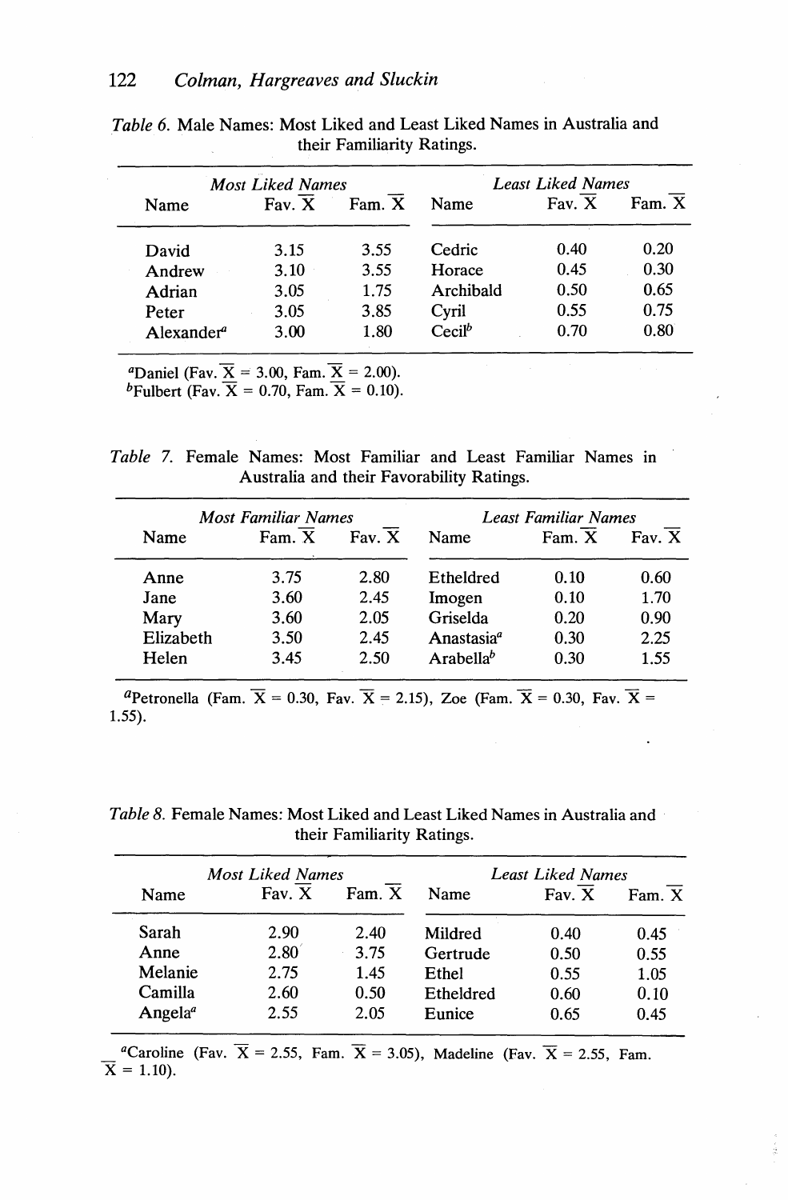*Table 6.* Male Names: Most Liked and Least Liked Names in Australia and their Familiarity Ratings.

| Most Liked Names | | | Least Liked Names | | |
|---|---|---|---|---|---|
| Name | Fav. $\overline{X}$ | Fam. $\overline{X}$ | Name | Fav. $\overline{X}$ | Fam. $\overline{X}$ |
| David | 3.15 | 3.55 | Cedric | 0.40 | 0.20 |
| Andrew | 3.10 | 3.55 | Horace | 0.45 | 0.30 |
| Adrian | 3.05 | 1.75 | Archibald | 0.50 | 0.65 |
| Peter | 3.05 | 3.85 | Cyril | 0.55 | 0.75 |
| Alexander[a] | 3.00 | 1.80 | Cecil[b] | 0.70 | 0.80 |

[a]Daniel (Fav. $\overline{X}$ = 3.00, Fam. $\overline{X}$ = 2.00).
[b]Fulbert (Fav. $\overline{X}$ = 0.70, Fam. $\overline{X}$ = 0.10).

*Table 7.* Female Names: Most Familiar and Least Familiar Names in Australia and their Favorability Ratings.

| Most Familiar Names | | | Least Familiar Names | | |
|---|---|---|---|---|---|
| Name | Fam. $\overline{X}$ | Fav. $\overline{X}$ | Name | Fam. $\overline{X}$ | Fav. $\overline{X}$ |
| Anne | 3.75 | 2.80 | Etheldred | 0.10 | 0.60 |
| Jane | 3.60 | 2.45 | Imogen | 0.10 | 1.70 |
| Mary | 3.60 | 2.05 | Griselda | 0.20 | 0.90 |
| Elizabeth | 3.50 | 2.45 | Anastasia[a] | 0.30 | 2.25 |
| Helen | 3.45 | 2.50 | Arabella[b] | 0.30 | 1.55 |

[a]Petronella (Fam. $\overline{X}$ = 0.30, Fav. $\overline{X}$ = 2.15), Zoe (Fam. $\overline{X}$ = 0.30, Fav. $\overline{X}$ = 1.55).

*Table 8.* Female Names: Most Liked and Least Liked Names in Australia and their Familiarity Ratings.

| Most Liked Names | | | Least Liked Names | | |
|---|---|---|---|---|---|
| Name | Fav. $\overline{X}$ | Fam. $\overline{X}$ | Name | Fav. $\overline{X}$ | Fam. $\overline{X}$ |
| Sarah | 2.90 | 2.40 | Mildred | 0.40 | 0.45 |
| Anne | 2.80 | 3.75 | Gertrude | 0.50 | 0.55 |
| Melanie | 2.75 | 1.45 | Ethel | 0.55 | 1.05 |
| Camilla | 2.60 | 0.50 | Etheldred | 0.60 | 0.10 |
| Angela[a] | 2.55 | 2.05 | Eunice | 0.65 | 0.45 |

[a]Caroline (Fav. $\overline{X}$ = 2.55, Fam. $\overline{X}$ = 3.05), Madeline (Fav. $\overline{X}$ = 2.55, Fam. $\overline{X}$ = 1.10).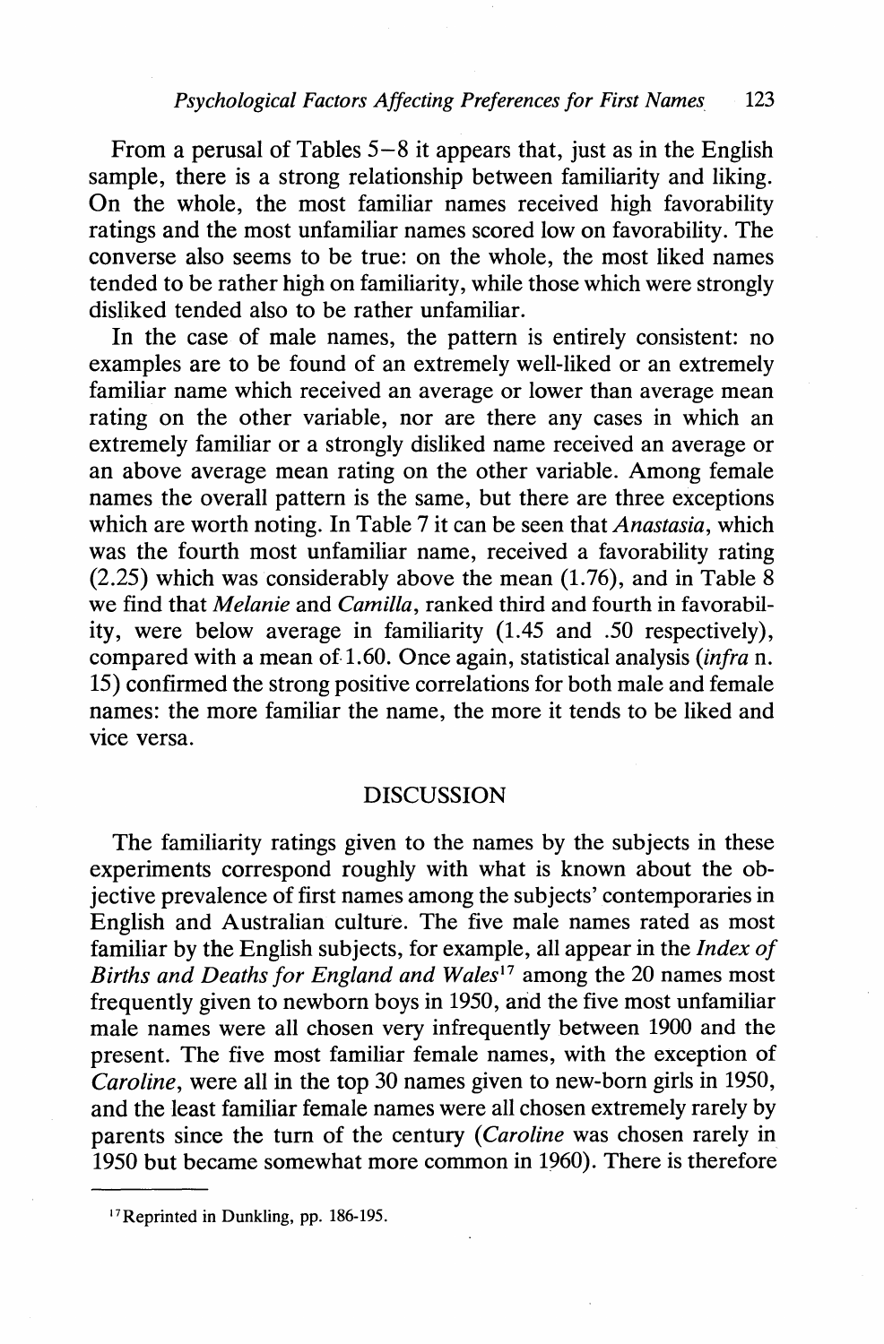From a perusal of Tables 5–8 it appears that, just as in the English sample, there is a strong relationship between familiarity and liking. On the whole, the most familiar names received high favorability ratings and the most unfamiliar names scored low on favorability. The converse also seems to be true: on the whole, the most liked names tended to be rather high on familiarity, while those which were strongly disliked tended also to be rather unfamiliar.

In the case of male names, the pattern is entirely consistent: no examples are to be found of an extremely well-liked or an extremely familiar name which received an average or lower than average mean rating on the other variable, nor are there any cases in which an extremely familiar or a strongly disliked name received an average or an above average mean rating on the other variable. Among female names the overall pattern is the same, but there are three exceptions which are worth noting. In Table 7 it can be seen that *Anastasia*, which was the fourth most unfamiliar name, received a favorability rating (2.25) which was considerably above the mean (1.76), and in Table 8 we find that *Melanie* and *Camilla*, ranked third and fourth in favorability, were below average in familiarity (1.45 and .50 respectively), compared with a mean of 1.60. Once again, statistical analysis (*infra* n. 15) confirmed the strong positive correlations for both male and female names: the more familiar the name, the more it tends to be liked and vice versa.

## DISCUSSION

The familiarity ratings given to the names by the subjects in these experiments correspond roughly with what is known about the objective prevalence of first names among the subjects' contemporaries in English and Australian culture. The five male names rated as most familiar by the English subjects, for example, all appear in the *Index of Births and Deaths for England and Wales*[17] among the 20 names most frequently given to newborn boys in 1950, and the five most unfamiliar male names were all chosen very infrequently between 1900 and the present. The five most familiar female names, with the exception of *Caroline*, were all in the top 30 names given to new-born girls in 1950, and the least familiar female names were all chosen extremely rarely by parents since the turn of the century (*Caroline* was chosen rarely in 1950 but became somewhat more common in 1960). There is therefore

---

[17] Reprinted in Dunkling, pp. 186-195.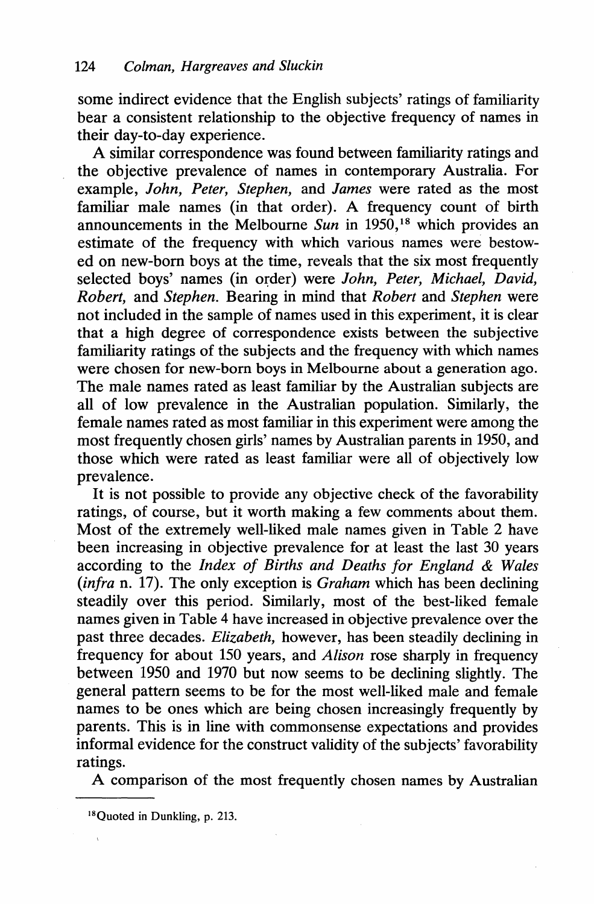some indirect evidence that the English subjects' ratings of familiarity bear a consistent relationship to the objective frequency of names in their day-to-day experience.

A similar correspondence was found between familiarity ratings and the objective prevalence of names in contemporary Australia. For example, *John, Peter, Stephen,* and *James* were rated as the most familiar male names (in that order). A frequency count of birth announcements in the Melbourne *Sun* in 1950,[18] which provides an estimate of the frequency with which various names were bestowed on new-born boys at the time, reveals that the six most frequently selected boys' names (in order) were *John, Peter, Michael, David, Robert,* and *Stephen.* Bearing in mind that *Robert* and *Stephen* were not included in the sample of names used in this experiment, it is clear that a high degree of correspondence exists between the subjective familiarity ratings of the subjects and the frequency with which names were chosen for new-born boys in Melbourne about a generation ago. The male names rated as least familiar by the Australian subjects are all of low prevalence in the Australian population. Similarly, the female names rated as most familiar in this experiment were among the most frequently chosen girls' names by Australian parents in 1950, and those which were rated as least familiar were all of objectively low prevalence.

It is not possible to provide any objective check of the favorability ratings, of course, but it worth making a few comments about them. Most of the extremely well-liked male names given in Table 2 have been increasing in objective prevalence for at least the last 30 years according to the *Index of Births and Deaths for England & Wales* (*infra* n. 17). The only exception is *Graham* which has been declining steadily over this period. Similarly, most of the best-liked female names given in Table 4 have increased in objective prevalence over the past three decades. *Elizabeth,* however, has been steadily declining in frequency for about 150 years, and *Alison* rose sharply in frequency between 1950 and 1970 but now seems to be declining slightly. The general pattern seems to be for the most well-liked male and female names to be ones which are being chosen increasingly frequently by parents. This is in line with commonsense expectations and provides informal evidence for the construct validity of the subjects' favorability ratings.

A comparison of the most frequently chosen names by Australian

---

[18] Quoted in Dunkling, p. 213.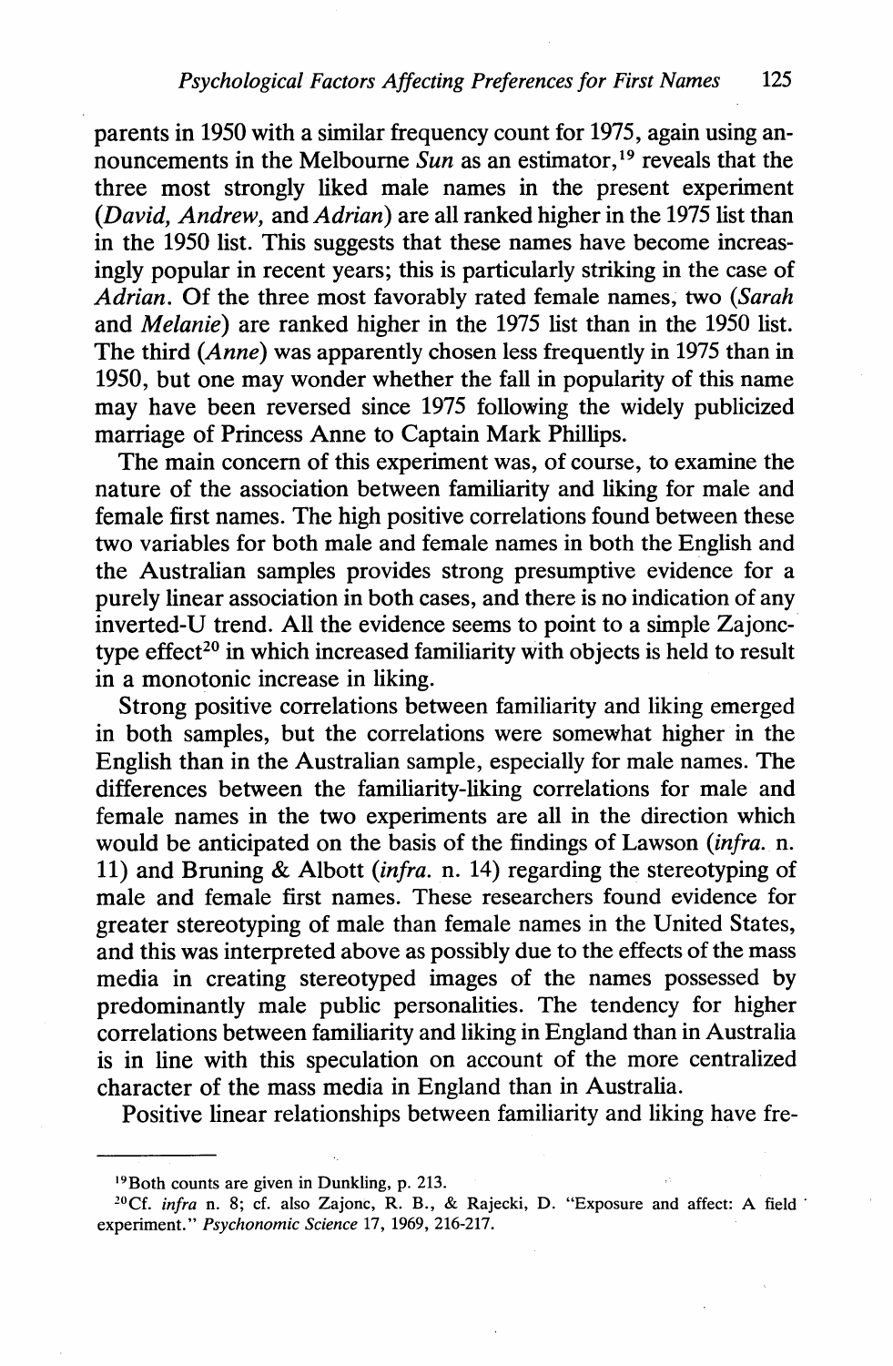parents in 1950 with a similar frequency count for 1975, again using announcements in the Melbourne *Sun* as an estimator,[19] reveals that the three most strongly liked male names in the present experiment (*David, Andrew,* and *Adrian*) are all ranked higher in the 1975 list than in the 1950 list. This suggests that these names have become increasingly popular in recent years; this is particularly striking in the case of *Adrian*. Of the three most favorably rated female names, two (*Sarah* and *Melanie*) are ranked higher in the 1975 list than in the 1950 list. The third (*Anne*) was apparently chosen less frequently in 1975 than in 1950, but one may wonder whether the fall in popularity of this name may have been reversed since 1975 following the widely publicized marriage of Princess Anne to Captain Mark Phillips.

The main concern of this experiment was, of course, to examine the nature of the association between familiarity and liking for male and female first names. The high positive correlations found between these two variables for both male and female names in both the English and the Australian samples provides strong presumptive evidence for a purely linear association in both cases, and there is no indication of any inverted-U trend. All the evidence seems to point to a simple Zajonc-type effect[20] in which increased familiarity with objects is held to result in a monotonic increase in liking.

Strong positive correlations between familiarity and liking emerged in both samples, but the correlations were somewhat higher in the English than in the Australian sample, especially for male names. The differences between the familiarity-liking correlations for male and female names in the two experiments are all in the direction which would be anticipated on the basis of the findings of Lawson (*infra.* n. 11) and Bruning & Albott (*infra.* n. 14) regarding the stereotyping of male and female first names. These researchers found evidence for greater stereotyping of male than female names in the United States, and this was interpreted above as possibly due to the effects of the mass media in creating stereotyped images of the names possessed by predominantly male public personalities. The tendency for higher correlations between familiarity and liking in England than in Australia is in line with this speculation on account of the more centralized character of the mass media in England than in Australia.

Positive linear relationships between familiarity and liking have fre-

---

[19]Both counts are given in Dunkling, p. 213.

[20]Cf. *infra* n. 8; cf. also Zajonc, R. B., & Rajecki, D. "Exposure and affect: A field experiment." *Psychonomic Science* 17, 1969, 216-217.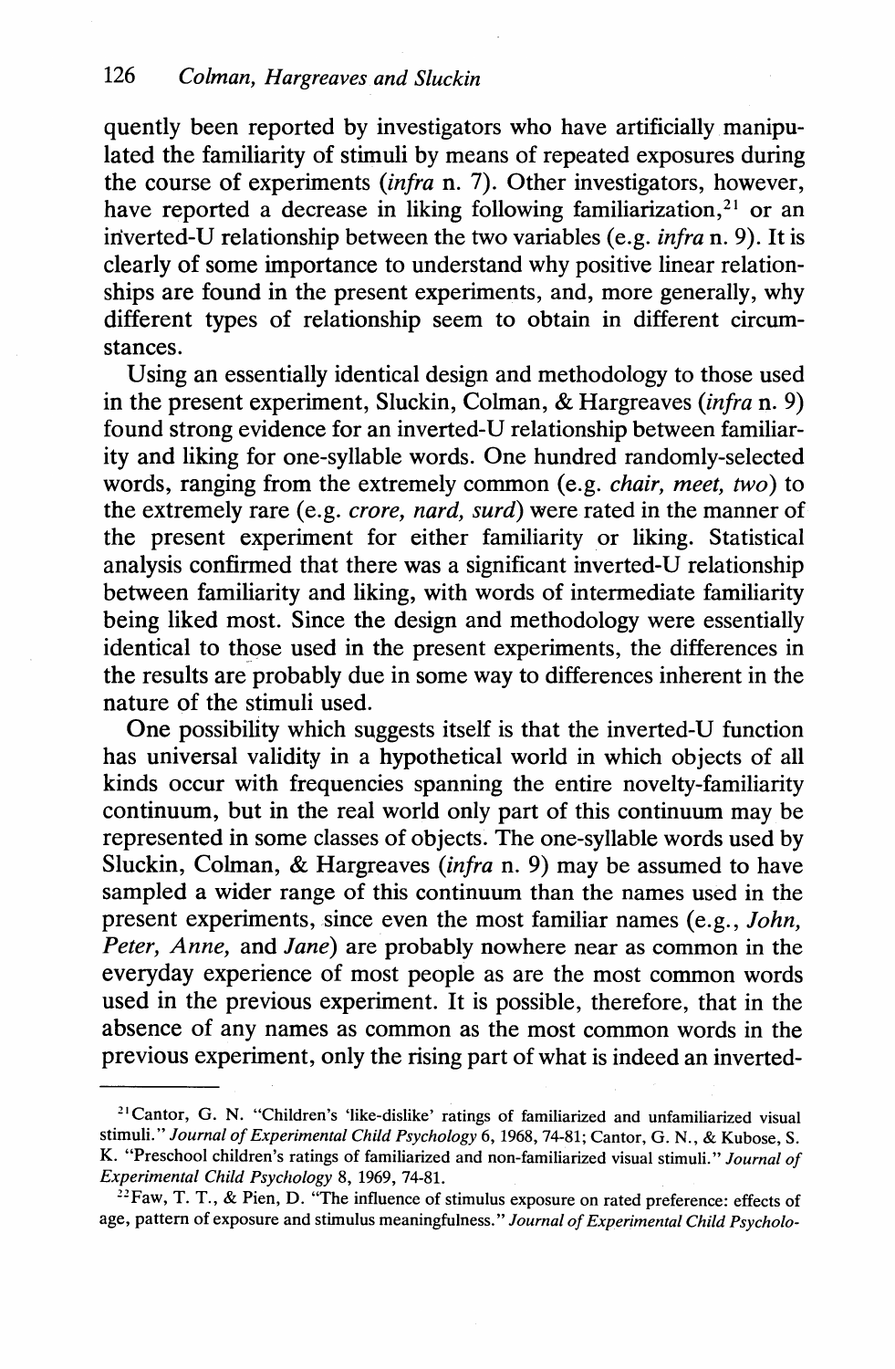quently been reported by investigators who have artificially manipulated the familiarity of stimuli by means of repeated exposures during the course of experiments (*infra* n. 7). Other investigators, however, have reported a decrease in liking following familiarization,[21] or an inverted-U relationship between the two variables (e.g. *infra* n. 9). It is clearly of some importance to understand why positive linear relationships are found in the present experiments, and, more generally, why different types of relationship seem to obtain in different circumstances.

Using an essentially identical design and methodology to those used in the present experiment, Sluckin, Colman, & Hargreaves (*infra* n. 9) found strong evidence for an inverted-U relationship between familiarity and liking for one-syllable words. One hundred randomly-selected words, ranging from the extremely common (e.g. *chair, meet, two*) to the extremely rare (e.g. *crore, nard, surd*) were rated in the manner of the present experiment for either familiarity or liking. Statistical analysis confirmed that there was a significant inverted-U relationship between familiarity and liking, with words of intermediate familiarity being liked most. Since the design and methodology were essentially identical to those used in the present experiments, the differences in the results are probably due in some way to differences inherent in the nature of the stimuli used.

One possibility which suggests itself is that the inverted-U function has universal validity in a hypothetical world in which objects of all kinds occur with frequencies spanning the entire novelty-familiarity continuum, but in the real world only part of this continuum may be represented in some classes of objects. The one-syllable words used by Sluckin, Colman, & Hargreaves (*infra* n. 9) may be assumed to have sampled a wider range of this continuum than the names used in the present experiments, since even the most familiar names (e.g., *John, Peter, Anne,* and *Jane*) are probably nowhere near as common in the everyday experience of most people as are the most common words used in the previous experiment. It is possible, therefore, that in the absence of any names as common as the most common words in the previous experiment, only the rising part of what is indeed an inverted-

---

[21] Cantor, G. N. "Children's 'like-dislike' ratings of familiarized and unfamiliarized visual stimuli." *Journal of Experimental Child Psychology* 6, 1968, 74-81; Cantor, G. N., & Kubose, S. K. "Preschool children's ratings of familiarized and non-familiarized visual stimuli." *Journal of Experimental Child Psychology* 8, 1969, 74-81.

[22] Faw, T. T., & Pien, D. "The influence of stimulus exposure on rated preference: effects of age, pattern of exposure and stimulus meaningfulness." *Journal of Experimental Child Psycholo-*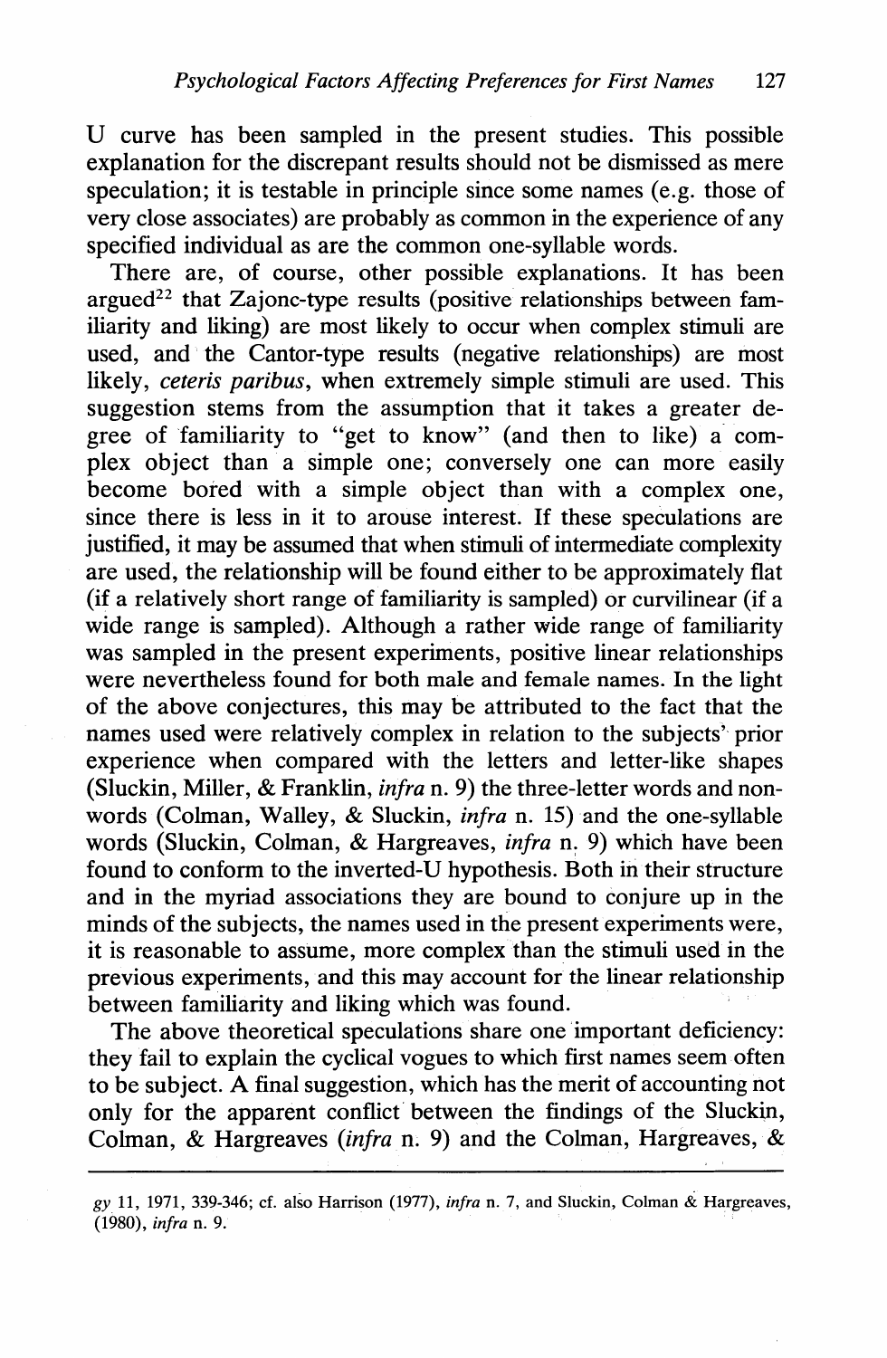U curve has been sampled in the present studies. This possible explanation for the discrepant results should not be dismissed as mere speculation; it is testable in principle since some names (e.g. those of very close associates) are probably as common in the experience of any specified individual as are the common one-syllable words.

There are, of course, other possible explanations. It has been argued[22] that Zajonc-type results (positive relationships between familiarity and liking) are most likely to occur when complex stimuli are used, and the Cantor-type results (negative relationships) are most likely, *ceteris paribus*, when extremely simple stimuli are used. This suggestion stems from the assumption that it takes a greater degree of familiarity to "get to know" (and then to like) a complex object than a simple one; conversely one can more easily become bored with a simple object than with a complex one, since there is less in it to arouse interest. If these speculations are justified, it may be assumed that when stimuli of intermediate complexity are used, the relationship will be found either to be approximately flat (if a relatively short range of familiarity is sampled) or curvilinear (if a wide range is sampled). Although a rather wide range of familiarity was sampled in the present experiments, positive linear relationships were nevertheless found for both male and female names. In the light of the above conjectures, this may be attributed to the fact that the names used were relatively complex in relation to the subjects' prior experience when compared with the letters and letter-like shapes (Sluckin, Miller, & Franklin, *infra* n. 9) the three-letter words and non-words (Colman, Walley, & Sluckin, *infra* n. 15) and the one-syllable words (Sluckin, Colman, & Hargreaves, *infra* n. 9) which have been found to conform to the inverted-U hypothesis. Both in their structure and in the myriad associations they are bound to conjure up in the minds of the subjects, the names used in the present experiments were, it is reasonable to assume, more complex than the stimuli used in the previous experiments, and this may account for the linear relationship between familiarity and liking which was found.

The above theoretical speculations share one important deficiency: they fail to explain the cyclical vogues to which first names seem often to be subject. A final suggestion, which has the merit of accounting not only for the apparent conflict between the findings of the Sluckin, Colman, & Hargreaves (*infra* n. 9) and the Colman, Hargreaves, &

---

*gy* 11, 1971, 339-346; cf. also Harrison (1977), *infra* n. 7, and Sluckin, Colman & Hargreaves, (1980), *infra* n. 9.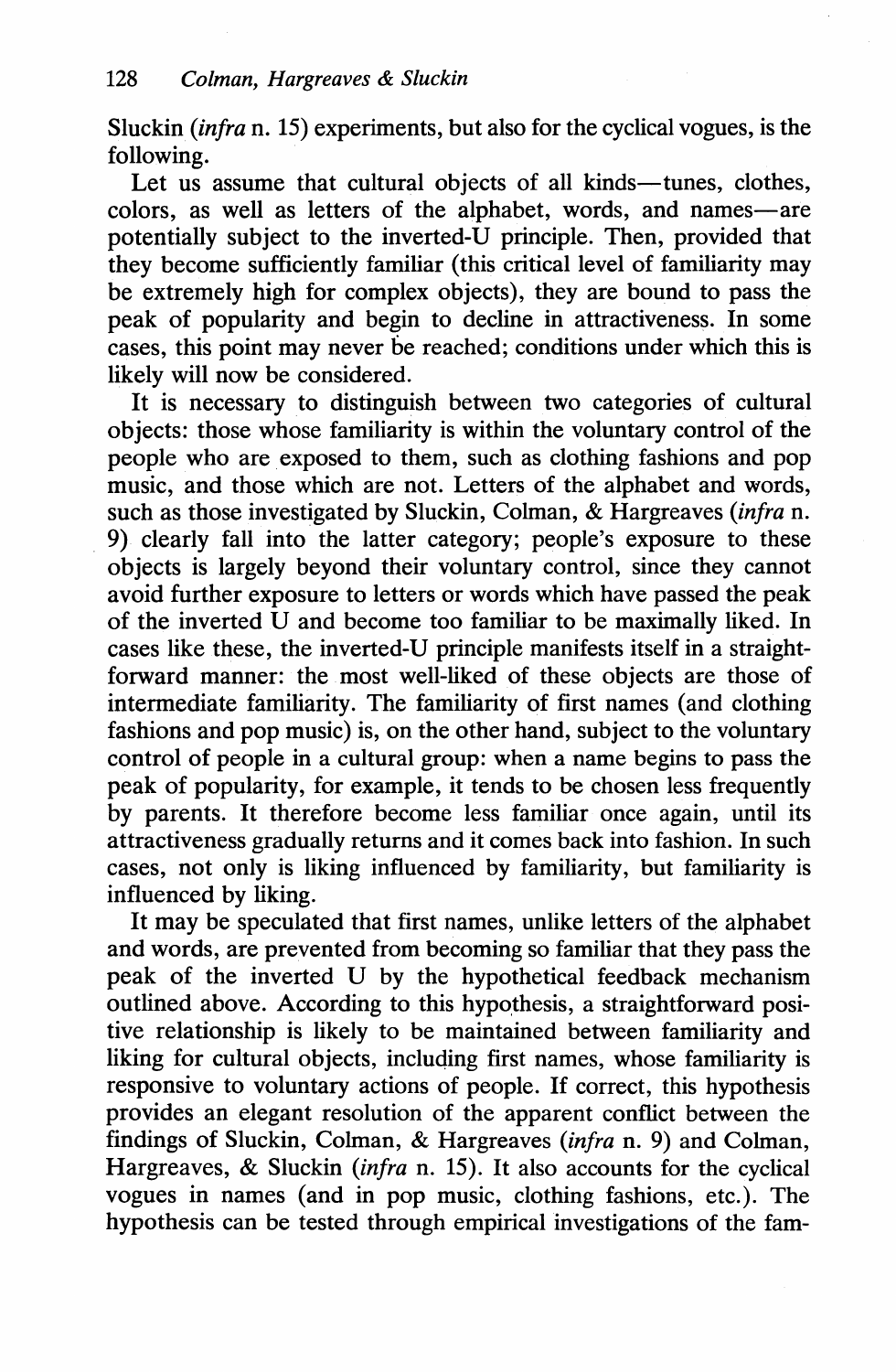Sluckin (*infra* n. 15) experiments, but also for the cyclical vogues, is the following.

Let us assume that cultural objects of all kinds—tunes, clothes, colors, as well as letters of the alphabet, words, and names—are potentially subject to the inverted-U principle. Then, provided that they become sufficiently familiar (this critical level of familiarity may be extremely high for complex objects), they are bound to pass the peak of popularity and begin to decline in attractiveness. In some cases, this point may never be reached; conditions under which this is likely will now be considered.

It is necessary to distinguish between two categories of cultural objects: those whose familiarity is within the voluntary control of the people who are exposed to them, such as clothing fashions and pop music, and those which are not. Letters of the alphabet and words, such as those investigated by Sluckin, Colman, & Hargreaves (*infra* n. 9) clearly fall into the latter category; people's exposure to these objects is largely beyond their voluntary control, since they cannot avoid further exposure to letters or words which have passed the peak of the inverted U and become too familiar to be maximally liked. In cases like these, the inverted-U principle manifests itself in a straightforward manner: the most well-liked of these objects are those of intermediate familiarity. The familiarity of first names (and clothing fashions and pop music) is, on the other hand, subject to the voluntary control of people in a cultural group: when a name begins to pass the peak of popularity, for example, it tends to be chosen less frequently by parents. It therefore become less familiar once again, until its attractiveness gradually returns and it comes back into fashion. In such cases, not only is liking influenced by familiarity, but familiarity is influenced by liking.

It may be speculated that first names, unlike letters of the alphabet and words, are prevented from becoming so familiar that they pass the peak of the inverted U by the hypothetical feedback mechanism outlined above. According to this hypothesis, a straightforward positive relationship is likely to be maintained between familiarity and liking for cultural objects, including first names, whose familiarity is responsive to voluntary actions of people. If correct, this hypothesis provides an elegant resolution of the apparent conflict between the findings of Sluckin, Colman, & Hargreaves (*infra* n. 9) and Colman, Hargreaves, & Sluckin (*infra* n. 15). It also accounts for the cyclical vogues in names (and in pop music, clothing fashions, etc.). The hypothesis can be tested through empirical investigations of the fam-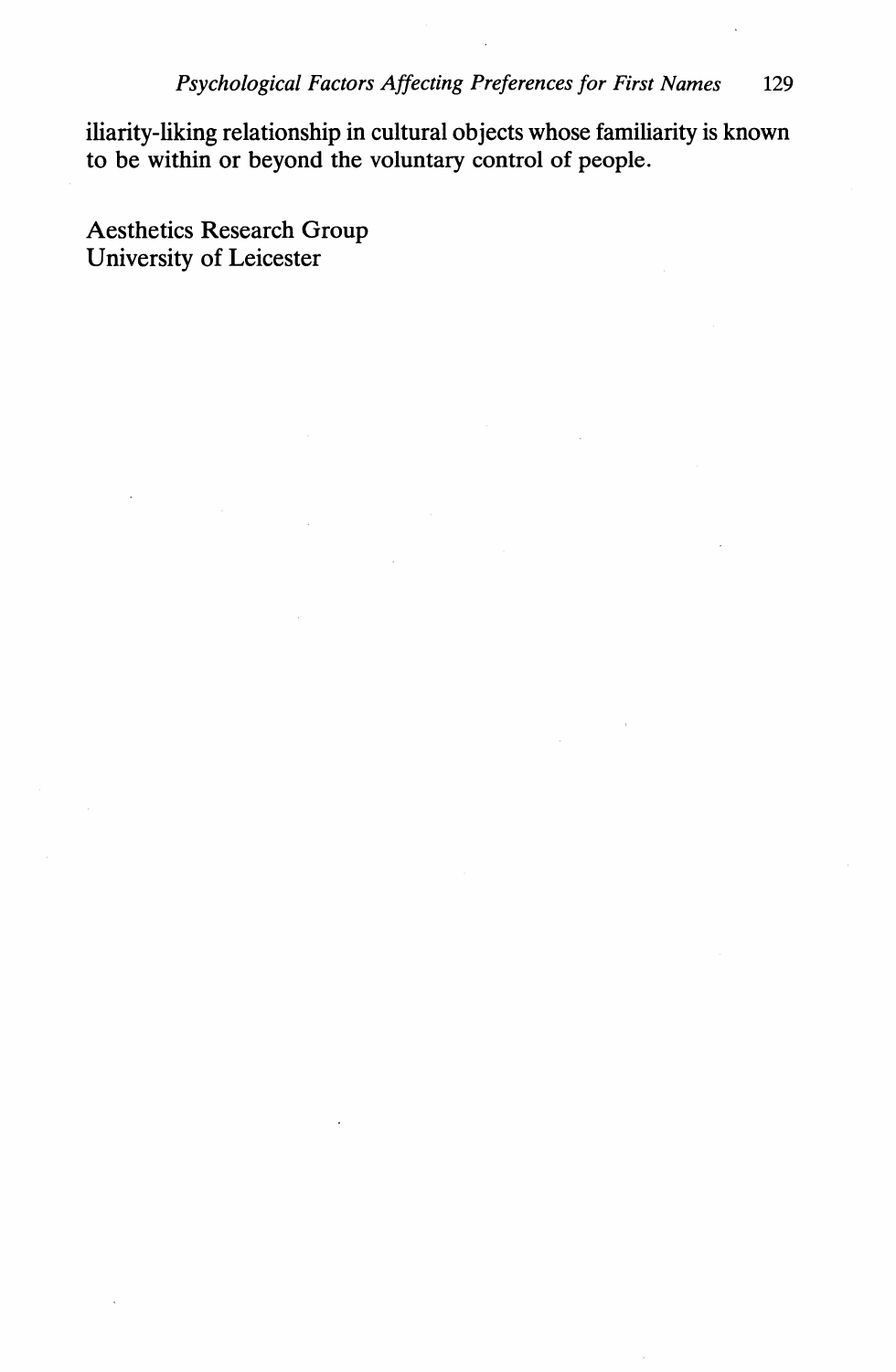iliarity-liking relationship in cultural objects whose familiarity is known to be within or beyond the voluntary control of people.

Aesthetics Research Group
University of Leicester